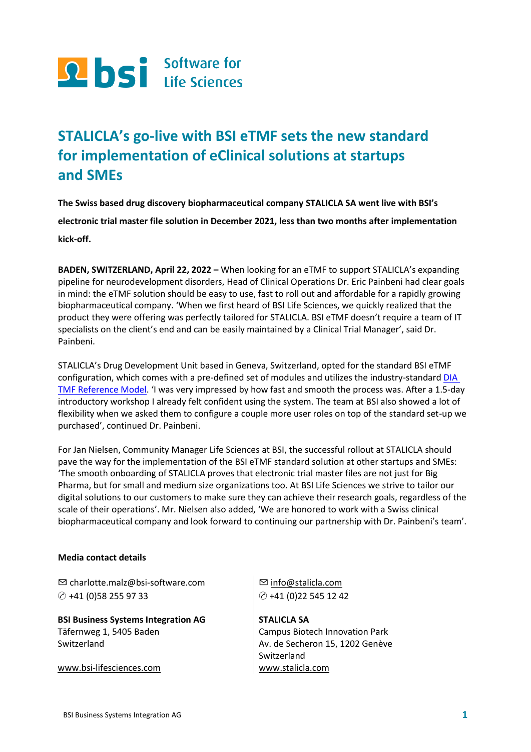bsi Software for Life Sciences

# STALICLA's go-live with BSI eTMF sets the new standard for implementation of eClinical solutions at startups and SMEs

**The Swiss based drug discovery biopharmaceutical company STALICLA SA went live with BSI's electronic trial master file solution in December 2021, less than two months after implementation kick-off.**

**BADEN, SWITZERLAND, April 22, 2022 –** When looking for an eTMF to support STALICLA's expanding pipeline for neurodevelopment disorders, Head of Clinical Operations Dr. Eric Painbeni had clear goals in mind: the eTMF solution should be easy to use, fast to roll out and affordable for a rapidly growing biopharmaceutical company. 'When we first heard of BSI Life Sciences, we quickly realized that the product they were offering was perfectly tailored for STALICLA. BSI eTMF doesn't require a team of IT specialists on the client's end and can be easily maintained by a Clinical Trial Manager', said Dr. Painbeni.

STALICLA's Drug Development Unit based in Geneva, Switzerland, opted for the standard BSI eTMF configuration, which comes with a pre-defined set of modules and utilizes the industry-standard DIA TMF Reference Model. 'I was very impressed by how fast and smooth the process was. After a 1.5-day introductory workshop I already felt confident using the system. The team at BSI also showed a lot of flexibility when we asked them to configure a couple more user roles on top of the standard set-up we purchased', continued Dr. Painbeni.

For Jan Nielsen, Community Manager Life Sciences at BSI, the successful rollout at STALICLA should pave the way for the implementation of the BSI eTMF standard solution at other startups and SMEs: 'The smooth onboarding of STALICLA proves that electronic trial master files are not just for Big Pharma, but for small and medium size organizations too. At BSI Life Sciences we strive to tailor our digital solutions to our customers to make sure they can achieve their research goals, regardless of the scale of their operations'. Mr. Nielsen also added, 'We are honored to work with a Swiss clinical biopharmaceutical company and look forward to continuing our partnership with Dr. Painbeni's team'.

**Media contact details**

✉ charlotte.malz@bsi-software.com
✆ +41 (0)58 255 97 33

**BSI Business Systems Integration AG**
Täfernweg 1, 5405 Baden
Switzerland

www.bsi-lifesciences.com

✉ info@stalicla.com
✆ +41 (0)22 545 12 42

**STALICLA SA**
Campus Biotech Innovation Park
Av. de Secheron 15, 1202 Genève
Switzerland
www.stalicla.com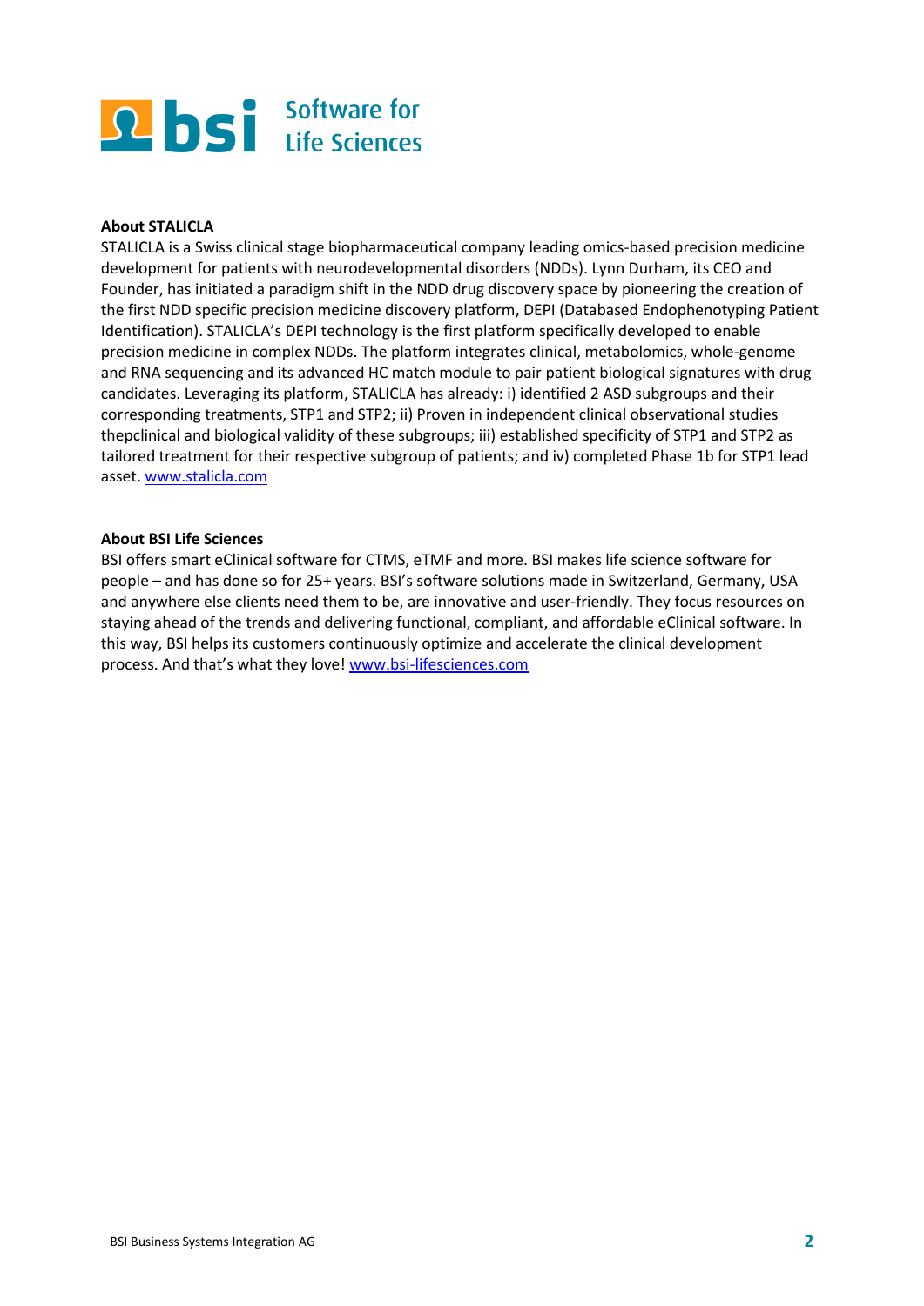**About STALICLA**

STALICLA is a Swiss clinical stage biopharmaceutical company leading omics-based precision medicine development for patients with neurodevelopmental disorders (NDDs). Lynn Durham, its CEO and Founder, has initiated a paradigm shift in the NDD drug discovery space by pioneering the creation of the first NDD specific precision medicine discovery platform, DEPI (Databased Endophenotyping Patient Identification). STALICLA's DEPI technology is the first platform specifically developed to enable precision medicine in complex NDDs. The platform integrates clinical, metabolomics, whole-genome and RNA sequencing and its advanced HC match module to pair patient biological signatures with drug candidates. Leveraging its platform, STALICLA has already: i) identified 2 ASD subgroups and their corresponding treatments, STP1 and STP2; ii) Proven in independent clinical observational studies thepclinical and biological validity of these subgroups; iii) established specificity of STP1 and STP2 as tailored treatment for their respective subgroup of patients; and iv) completed Phase 1b for STP1 lead asset. www.stalicla.com

**About BSI Life Sciences**

BSI offers smart eClinical software for CTMS, eTMF and more. BSI makes life science software for people – and has done so for 25+ years. BSI's software solutions made in Switzerland, Germany, USA and anywhere else clients need them to be, are innovative and user-friendly. They focus resources on staying ahead of the trends and delivering functional, compliant, and affordable eClinical software. In this way, BSI helps its customers continuously optimize and accelerate the clinical development process. And that's what they love! www.bsi-lifesciences.com